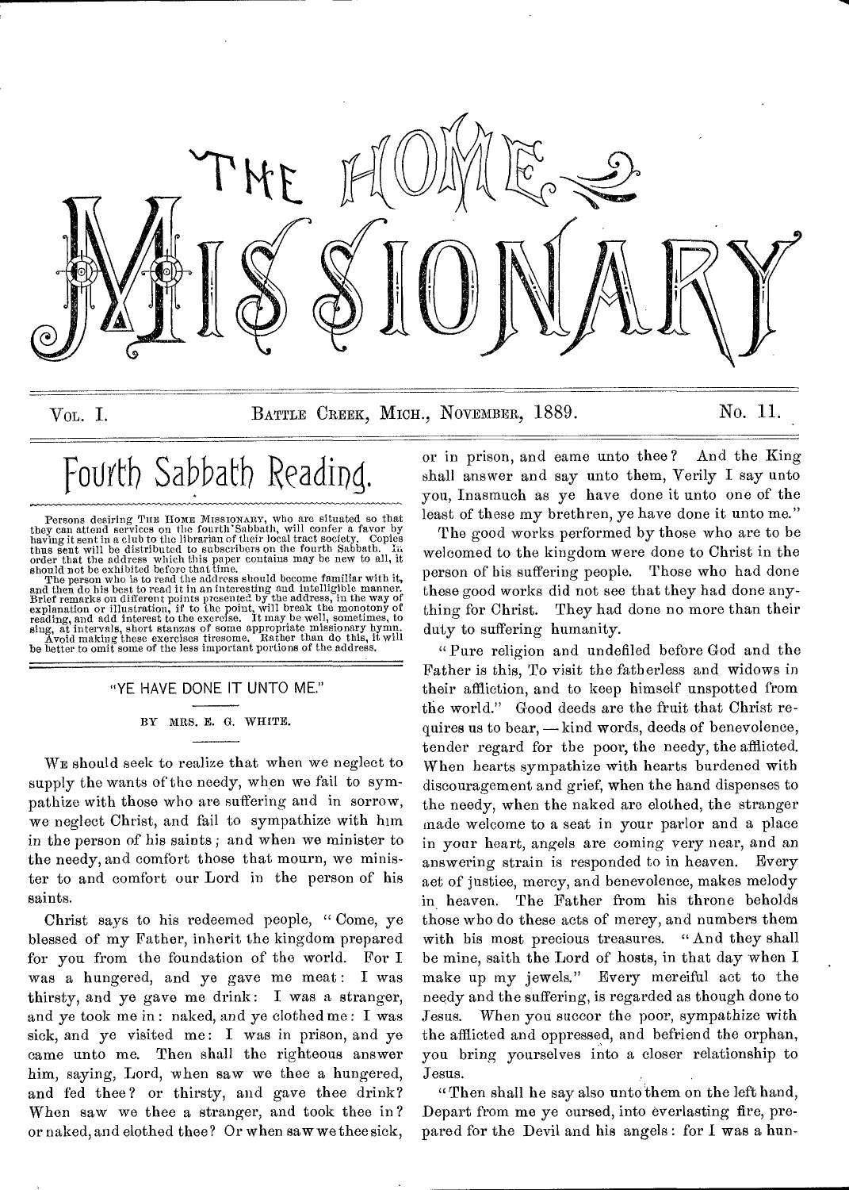# THE HOME MISSIONARY

Vol. I. BATTLE CREEK, MICH., NOVEMBER, 1889. No. 11.

## Fourth Sabbath Reading.

Persons desiring The Home Missionary, who are situated so that they can attend services on the fourth Sabbath, will confer a favor by having it sent in a club to the librarian of their local tract society. Copies thus sent will be distributed to subscribers on the fourth Sabbath. In order that the address which this paper contains may be new to all, it should not be exhibited before that time.

The person who is to read the address should become familiar with it, and then do his best to read it in an interesting and intelligible manner. Brief remarks on different points presented by the address, in the way of explanation or illustration, if to the point, will break the monotony of reading, and add interest to the exercise. It may be well, sometimes, to sing, at intervals, short stanzas of some appropriate missionary hymn.

Avoid making these exercises tiresome. Rather than do this, it will be better to omit some of the less important portions of the address.

### "YE HAVE DONE IT UNTO ME."

BY MRS. E. G. WHITE.

We should seek to realize that when we neglect to supply the wants of the needy, when we fail to sympathize with those who are suffering and in sorrow, we neglect Christ, and fail to sympathize with him in the person of his saints; and when we minister to the needy, and comfort those that mourn, we minister to and comfort our Lord in the person of his saints.

Christ says to his redeemed people, "Come, ye blessed of my Father, inherit the kingdom prepared for you from the foundation of the world. For I was a hungered, and ye gave me meat: I was thirsty, and ye gave me drink: I was a stranger, and ye took me in: naked, and ye clothed me: I was sick, and ye visited me: I was in prison, and ye came unto me. Then shall the righteous answer him, saying, Lord, when saw we thee a hungered, and fed thee? or thirsty, and gave thee drink? When saw we thee a stranger, and took thee in? or naked, and clothed thee? Or when saw we thee sick, or in prison, and came unto thee? And the King shall answer and say unto them, Verily I say unto you, Inasmuch as ye have done it unto one of the least of these my brethren, ye have done it unto me."

The good works performed by those who are to be welcomed to the kingdom were done to Christ in the person of his suffering people. Those who had done these good works did not see that they had done anything for Christ. They had done no more than their duty to suffering humanity.

"Pure religion and undefiled before God and the Father is this, To visit the fatherless and widows in their affliction, and to keep himself unspotted from the world." Good deeds are the fruit that Christ requires us to bear, — kind words, deeds of benevolence, tender regard for the poor, the needy, the afflicted. When hearts sympathize with hearts burdened with discouragement and grief, when the hand dispenses to the needy, when the naked are clothed, the stranger made welcome to a seat in your parlor and a place in your heart, angels are coming very near, and an answering strain is responded to in heaven. Every act of justice, mercy, and benevolence, makes melody in heaven. The Father from his throne beholds those who do these acts of mercy, and numbers them with his most precious treasures. "And they shall be mine, saith the Lord of hosts, in that day when I make up my jewels." Every merciful act to the needy and the suffering, is regarded as though done to Jesus. When you succor the poor, sympathize with the afflicted and oppressed, and befriend the orphan, you bring yourselves into a closer relationship to Jesus.

"Then shall he say also unto them on the left hand, Depart from me ye cursed, into everlasting fire, prepared for the Devil and his angels: for I was a hun-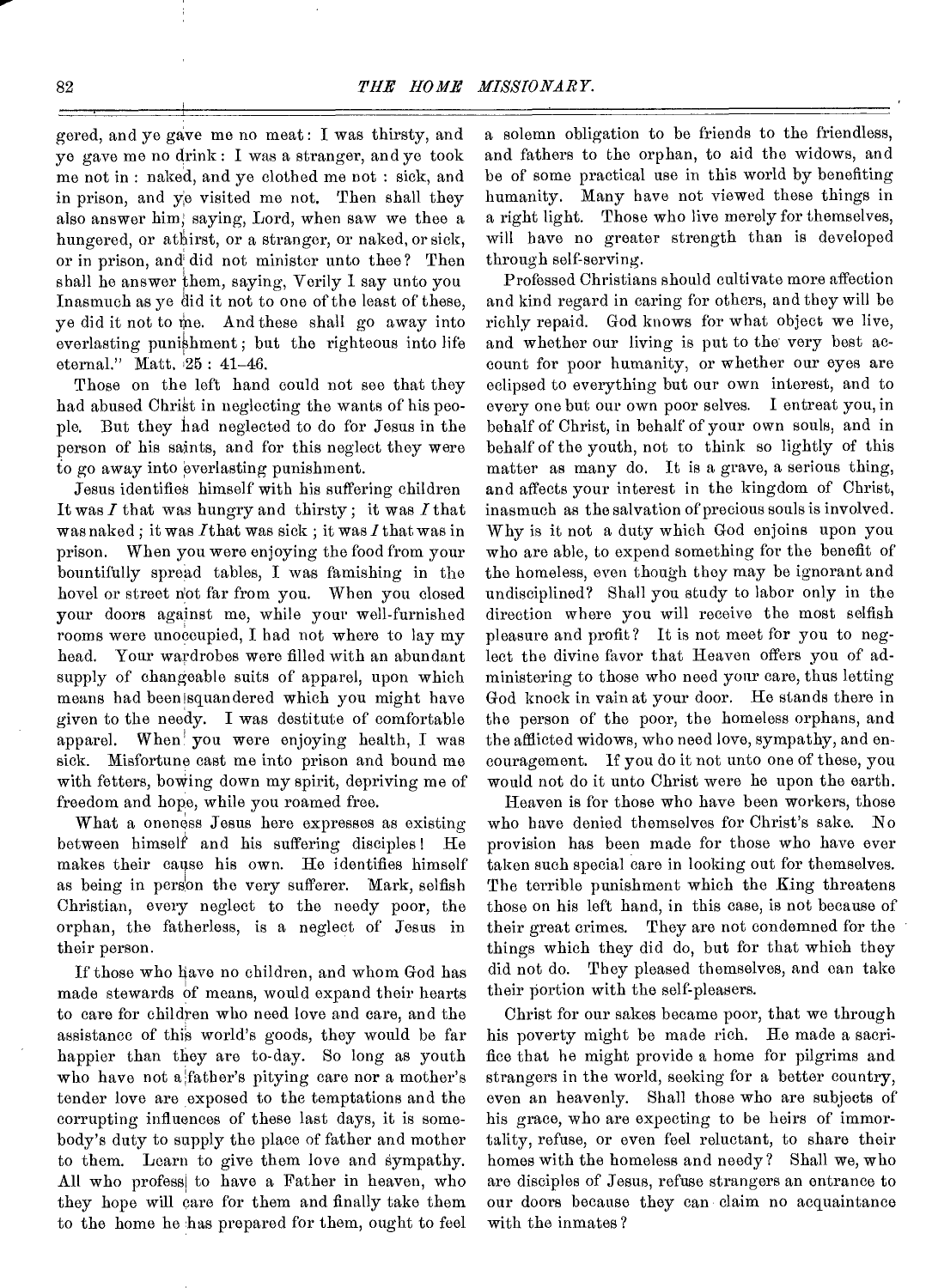gered, and ye gave me no meat: I was thirsty, and ye gave me no drink: I was a stranger, and ye took me not in: naked, and ye clothed me not: sick, and in prison, and ye visited me not. Then shall they also answer him, saying, Lord, when saw we thee a hungered, or athirst, or a stranger, or naked, or sick, or in prison, and did not minister unto thee? Then shall he answer them, saying, Verily I say unto you Inasmuch as ye did it not to one of the least of these, ye did it not to me. And these shall go away into everlasting punishment; but the righteous into life eternal." Matt. 25: 41-46.

Those on the left hand could not see that they had abused Christ in neglecting the wants of his people. But they had neglected to do for Jesus in the person of his saints, and for this neglect they were to go away into everlasting punishment.

Jesus identifies himself with his suffering children It was *I* that was hungry and thirsty; it was *I* that was naked; it was *I* that was sick; it was *I* that was in prison. When you were enjoying the food from your bountifully spread tables, I was famishing in the hovel or street not far from you. When you closed your doors against me, while your well-furnished rooms were unoccupied, I had not where to lay my head. Your wardrobes were filled with an abundant supply of changeable suits of apparel, upon which means had been squandered which you might have given to the needy. I was destitute of comfortable apparel. When you were enjoying health, I was sick. Misfortune cast me into prison and bound me with fetters, bowing down my spirit, depriving me of freedom and hope, while you roamed free.

What a oneness Jesus here expresses as existing between himself and his suffering disciples! He makes their cause his own. He identifies himself as being in person the very sufferer. Mark, selfish Christian, every neglect to the needy poor, the orphan, the fatherless, is a neglect of Jesus in their person.

If those who have no children, and whom God has made stewards of means, would expand their hearts to care for children who need love and care, and the assistance of this world's goods, they would be far happier than they are to-day. So long as youth who have not a father's pitying care nor a mother's tender love are exposed to the temptations and the corrupting influences of these last days, it is somebody's duty to supply the place of father and mother to them. Learn to give them love and sympathy. All who profess to have a Father in heaven, who they hope will care for them and finally take them to the home he has prepared for them, ought to feel a solemn obligation to be friends to the friendless, and fathers to the orphan, to aid the widows, and be of some practical use in this world by benefiting humanity. Many have not viewed these things in a right light. Those who live merely for themselves, will have no greater strength than is developed through self-serving.

Professed Christians should cultivate more affection and kind regard in caring for others, and they will be richly repaid. God knows for what object we live, and whether our living is put to the very best account for poor humanity, or whether our eyes are eclipsed to everything but our own interest, and to every one but our own poor selves. I entreat you, in behalf of Christ, in behalf of your own souls, and in behalf of the youth, not to think so lightly of this matter as many do. It is a grave, a serious thing, and affects your interest in the kingdom of Christ, inasmuch as the salvation of precious souls is involved. Why is it not a duty which God enjoins upon you who are able, to expend something for the benefit of the homeless, even though they may be ignorant and undisciplined? Shall you study to labor only in the direction where you will receive the most selfish pleasure and profit? It is not meet for you to neglect the divine favor that Heaven offers you of administering to those who need your care, thus letting God knock in vain at your door. He stands there in the person of the poor, the homeless orphans, and the afflicted widows, who need love, sympathy, and encouragement. If you do it not unto one of these, you would not do it unto Christ were he upon the earth.

Heaven is for those who have been workers, those who have denied themselves for Christ's sake. No provision has been made for those who have ever taken such special care in looking out for themselves. The terrible punishment which the King threatens those on his left hand, in this case, is not because of their great crimes. They are not condemned for the things which they did do, but for that which they did not do. They pleased themselves, and can take their portion with the self-pleasers.

Christ for our sakes became poor, that we through his poverty might be made rich. He made a sacrifice that he might provide a home for pilgrims and strangers in the world, seeking for a better country, even an heavenly. Shall those who are subjects of his grace, who are expecting to be heirs of immortality, refuse, or even feel reluctant, to share their homes with the homeless and needy? Shall we, who are disciples of Jesus, refuse strangers an entrance to our doors because they can claim no acquaintance with the inmates?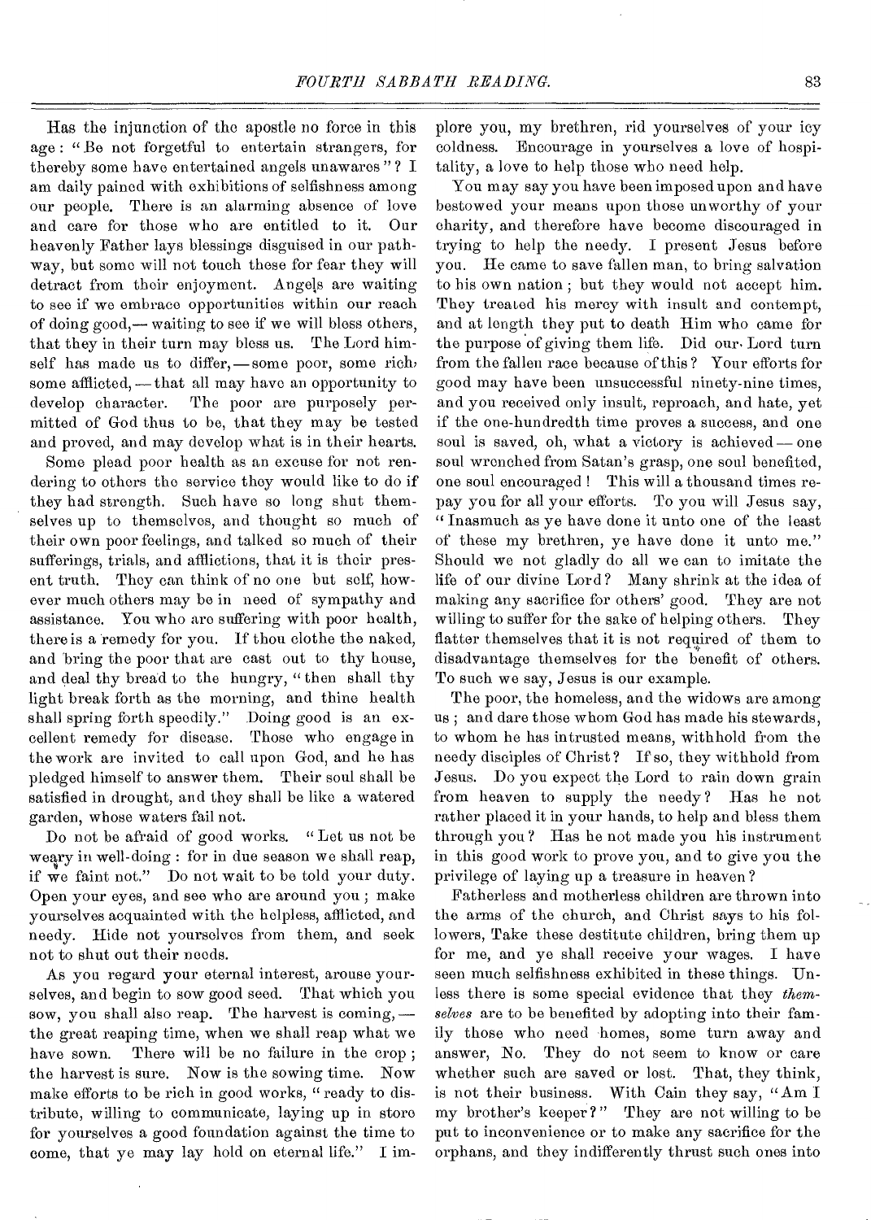Has the injunction of the apostle no force in this age: "Be not forgetful to entertain strangers, for thereby some have entertained angels unawares"? I am daily pained with exhibitions of selfishness among our people. There is an alarming absence of love and care for those who are entitled to it. Our heavenly Father lays blessings disguised in our pathway, but some will not touch these for fear they will detract from their enjoyment. Angels are waiting to see if we embrace opportunities within our reach of doing good,— waiting to see if we will bless others, that they in their turn may bless us. The Lord himself has made us to differ,— some poor, some rich, some afflicted,— that all may have an opportunity to develop character. The poor are purposely permitted of God thus to be, that they may be tested and proved, and may develop what is in their hearts.

Some plead poor health as an excuse for not rendering to others the service they would like to do if they had strength. Such have so long shut themselves up to themselves, and thought so much of their own poor feelings, and talked so much of their sufferings, trials, and afflictions, that it is their present truth. They can think of no one but self, however much others may be in need of sympathy and assistance. You who are suffering with poor health, there is a remedy for you. If thou clothe the naked, and bring the poor that are cast out to thy house, and deal thy bread to the hungry, "then shall thy light break forth as the morning, and thine health shall spring forth speedily." Doing good is an excellent remedy for disease. Those who engage in the work are invited to call upon God, and he has pledged himself to answer them. Their soul shall be satisfied in drought, and they shall be like a watered garden, whose waters fail not.

Do not be afraid of good works. "Let us not be weary in well-doing: for in due season we shall reap, if we faint not." Do not wait to be told your duty. Open your eyes, and see who are around you; make yourselves acquainted with the helpless, afflicted, and needy. Hide not yourselves from them, and seek not to shut out their needs.

As you regard your eternal interest, arouse yourselves, and begin to sow good seed. That which you sow, you shall also reap. The harvest is coming,— the great reaping time, when we shall reap what we have sown. There will be no failure in the crop; the harvest is sure. Now is the sowing time. Now make efforts to be rich in good works, "ready to distribute, willing to communicate, laying up in store for yourselves a good foundation against the time to come, that ye may lay hold on eternal life." I implore you, my brethren, rid yourselves of your icy coldness. Encourage in yourselves a love of hospitality, a love to help those who need help.

You may say you have been imposed upon and have bestowed your means upon those unworthy of your charity, and therefore have become discouraged in trying to help the needy. I present Jesus before you. He came to save fallen man, to bring salvation to his own nation; but they would not accept him. They treated his mercy with insult and contempt, and at length they put to death Him who came for the purpose of giving them life. Did our Lord turn from the fallen race because of this? Your efforts for good may have been unsuccessful ninety-nine times, and you received only insult, reproach, and hate, yet if the one-hundredth time proves a success, and one soul is saved, oh, what a victory is achieved — one soul wrenched from Satan's grasp, one soul benefited, one soul encouraged! This will a thousand times repay you for all your efforts. To you will Jesus say, "Inasmuch as ye have done it unto one of the least of these my brethren, ye have done it unto me." Should we not gladly do all we can to imitate the life of our divine Lord? Many shrink at the idea of making any sacrifice for others' good. They are not willing to suffer for the sake of helping others. They flatter themselves that it is not required of them to disadvantage themselves for the benefit of others. To such we say, Jesus is our example.

The poor, the homeless, and the widows are among us; and dare those whom God has made his stewards, to whom he has intrusted means, withhold from the needy disciples of Christ? If so, they withhold from Jesus. Do you expect the Lord to rain down grain from heaven to supply the needy? Has he not rather placed it in your hands, to help and bless them through you? Has he not made you his instrument in this good work to prove you, and to give you the privilege of laying up a treasure in heaven?

Fatherless and motherless children are thrown into the arms of the church, and Christ says to his followers, Take these destitute children, bring them up for me, and ye shall receive your wages. I have seen much selfishness exhibited in these things. Unless there is some special evidence that they *themselves* are to be benefited by adopting into their family those who need homes, some turn away and answer, No. They do not seem to know or care whether such are saved or lost. That, they think, is not their business. With Cain they say, "Am I my brother's keeper?" They are not willing to be put to inconvenience or to make any sacrifice for the orphans, and they indifferently thrust such ones into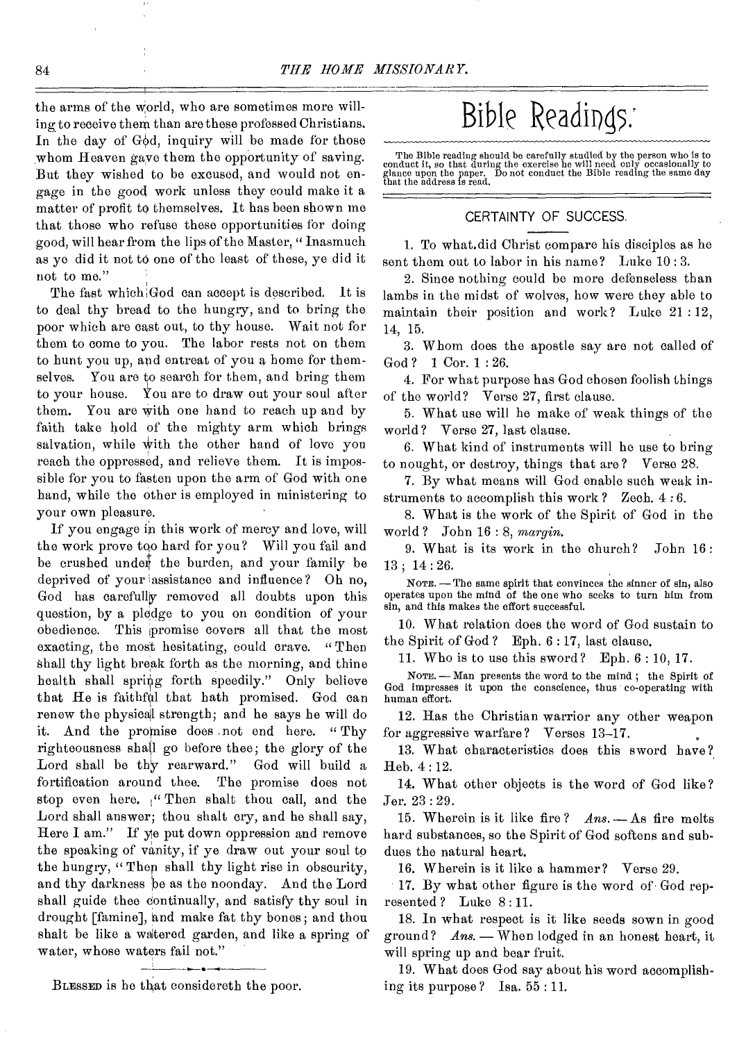the arms of the world, who are sometimes more willing to receive them than are these professed Christians. In the day of God, inquiry will be made for those whom Heaven gave them the opportunity of saving. But they wished to be excused, and would not engage in the good work unless they could make it a matter of profit to themselves. It has been shown me that those who refuse these opportunities for doing good, will hear from the lips of the Master, "Inasmuch as ye did it not to one of the least of these, ye did it not to me."

The fast which God can accept is described. It is to deal thy bread to the hungry, and to bring the poor which are cast out, to thy house. Wait not for them to come to you. The labor rests not on them to hunt you up, and entreat of you a home for themselves. You are to search for them, and bring them to your house. You are to draw out your soul after them. You are with one hand to reach up and by faith take hold of the mighty arm which brings salvation, while with the other hand of love you reach the oppressed, and relieve them. It is impossible for you to fasten upon the arm of God with one hand, while the other is employed in ministering to your own pleasure.

If you engage in this work of mercy and love, will the work prove too hard for you? Will you fail and be crushed under the burden, and your family be deprived of your assistance and influence? Oh no, God has carefully removed all doubts upon this question, by a pledge to you on condition of your obedience. This promise covers all that the most exacting, the most hesitating, could crave. "Then shall thy light break forth as the morning, and thine health shall spring forth speedily." Only believe that He is faithful that hath promised. God can renew the physical strength; and he says he will do it. And the promise does not end here. "Thy righteousness shall go before thee; the glory of the Lord shall be thy rearward." God will build a fortification around thee. The promise does not stop even here. "Then shalt thou call, and the Lord shall answer; thou shalt cry, and he shall say, Here I am." If ye put down oppression and remove the speaking of vanity, if ye draw out your soul to the hungry, "Then shall thy light rise in obscurity, and thy darkness be as the noonday. And the Lord shall guide thee continually, and satisfy thy soul in drought [famine], and make fat thy bones; and thou shalt be like a watered garden, and like a spring of water, whose waters fail not."

---

BLESSED is he that considereth the poor.

# Bible Readings.

The Bible reading should be carefully studied by the person who is to conduct it, so that during the exercise he will need only occasionally to glance upon the paper. Do not conduct the Bible reading the same day that the address is read.

## CERTAINTY OF SUCCESS.

1. To what did Christ compare his disciples as he sent them out to labor in his name? Luke 10 : 3.

2. Since nothing could be more defenseless than lambs in the midst of wolves, how were they able to maintain their position and work? Luke 21 : 12, 14, 15.

3. Whom does the apostle say are not called of God? 1 Cor. 1 : 26.

4. For what purpose has God chosen foolish things of the world? Verse 27, first clause.

5. What use will he make of weak things of the world? Verse 27, last clause.

6. What kind of instruments will he use to bring to nought, or destroy, things that are? Verse 28.

7. By what means will God enable such weak instruments to accomplish this work? Zech. 4 : 6.

8. What is the work of the Spirit of God in the world? John 16 : 8, *margin*.

9. What is its work in the church? John 16 : 13 ; 14 : 26.

NOTE. — The same spirit that convinces the sinner of sin, also operates upon the mind of the one who seeks to turn him from sin, and this makes the effort successful.

10. What relation does the word of God sustain to the Spirit of God? Eph. 6 : 17, last clause.

11. Who is to use this sword? Eph. 6 : 10, 17.

NOTE. — Man presents the word to the mind ; the Spirit of God impresses it upon the conscience, thus co-operating with human effort.

12. Has the Christian warrior any other weapon for aggressive warfare? Verses 13–17.

13. What characteristics does this sword have? Heb. 4 : 12.

14. What other objects is the word of God like? Jer. 23 : 29.

15. Wherein is it like fire? *Ans.* — As fire melts hard substances, so the Spirit of God softens and subdues the natural heart.

16. Wherein is it like a hammer? Verse 29.

17. By what other figure is the word of God represented? Luke 8 : 11.

18. In what respect is it like seeds sown in good ground? *Ans.* — When lodged in an honest heart, it will spring up and bear fruit.

19. What does God say about his word accomplishing its purpose? Isa. 55 : 11.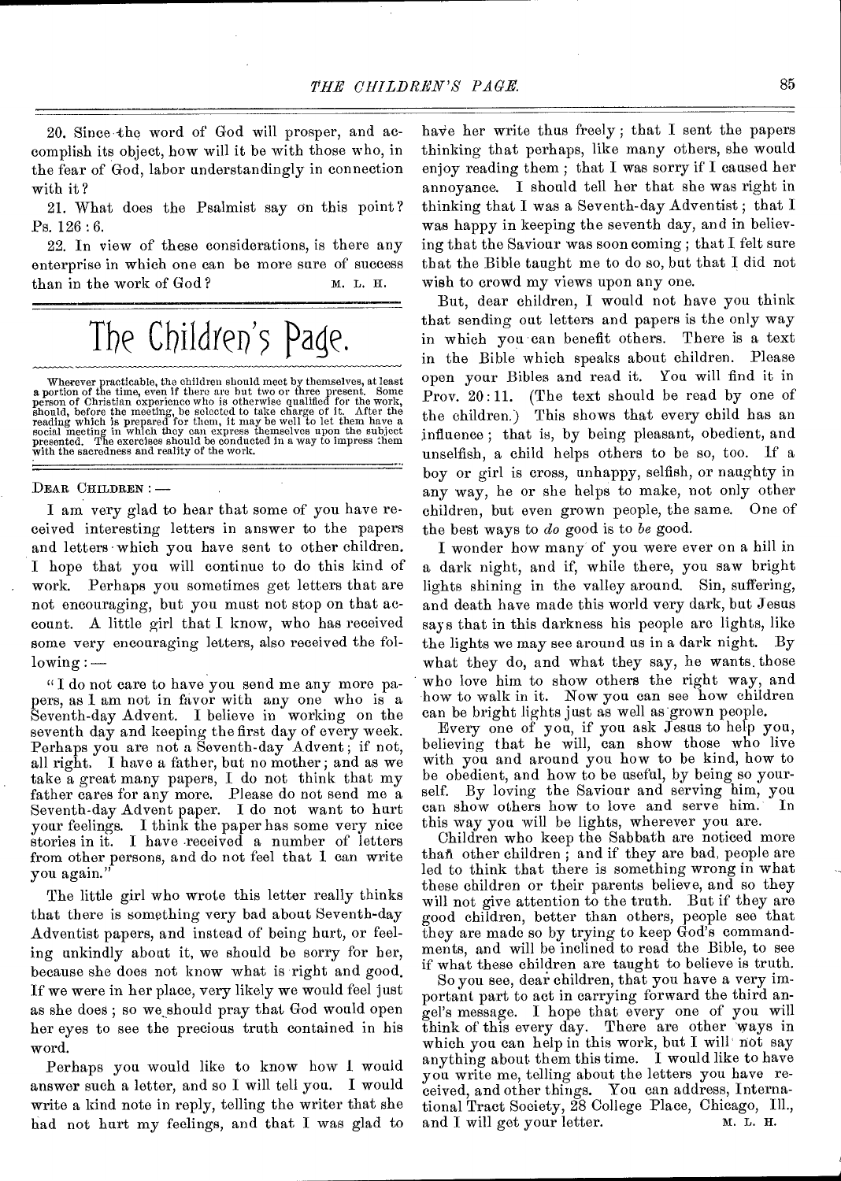20. Since the word of God will prosper, and accomplish its object, how will it be with those who, in the fear of God, labor understandingly in connection with it?

21. What does the Psalmist say on this point? Ps. 126 : 6.

22. In view of these considerations, is there any enterprise in which one can be more sure of success than in the work of God? M. L. H.

# The Children's Page.

Wherever practicable, the children should meet by themselves, at least a portion of the time, even if there are but two or three present. Some person of Christian experience who is otherwise qualified for the work, should, before the meeting, be selected to take charge of it. After the reading which is prepared for them, it may be well to let them have a social meeting in which they can express themselves upon the subject presented. The exercises should be conducted in a way to impress them with the sacredness and reality of the work.

DEAR CHILDREN: —

I am very glad to hear that some of you have received interesting letters in answer to the papers and letters which you have sent to other children. I hope that you will continue to do this kind of work. Perhaps you sometimes get letters that are not encouraging, but you must not stop on that account. A little girl that I know, who has received some very encouraging letters, also received the following: —

"I do not care to have you send me any more papers, as I am not in favor with any one who is a Seventh-day Advent. I believe in working on the seventh day and keeping the first day of every week. Perhaps you are not a Seventh-day Advent; if not, all right. I have a father, but no mother; and as we take a great many papers, I do not think that my father cares for any more. Please do not send me a Seventh-day Advent paper. I do not want to hurt your feelings. I think the paper has some very nice stories in it. I have received a number of letters from other persons, and do not feel that I can write you again."

The little girl who wrote this letter really thinks that there is something very bad about Seventh-day Adventist papers, and instead of being hurt, or feeling unkindly about it, we should be sorry for her, because she does not know what is right and good. If we were in her place, very likely we would feel just as she does; so we should pray that God would open her eyes to see the precious truth contained in his word.

Perhaps you would like to know how I would answer such a letter, and so I will tell you. I would write a kind note in reply, telling the writer that she had not hurt my feelings, and that I was glad to have her write thus freely; that I sent the papers thinking that perhaps, like many others, she would enjoy reading them; that I was sorry if I caused her annoyance. I should tell her that she was right in thinking that I was a Seventh-day Adventist; that I was happy in keeping the seventh day, and in believing that the Saviour was soon coming; that I felt sure that the Bible taught me to do so, but that I did not wish to crowd my views upon any one.

But, dear children, I would not have you think that sending out letters and papers is the only way in which you can benefit others. There is a text in the Bible which speaks about children. Please open your Bibles and read it. You will find it in Prov. 20:11. (The text should be read by one of the children.) This shows that every child has an influence; that is, by being pleasant, obedient, and unselfish, a child helps others to be so, too. If a boy or girl is cross, unhappy, selfish, or naughty in any way, he or she helps to make, not only other children, but even grown people, the same. One of the best ways to *do* good is to *be* good.

I wonder how many of you were ever on a hill in a dark night, and if, while there, you saw bright lights shining in the valley around. Sin, suffering, and death have made this world very dark, but Jesus says that in this darkness his people are lights, like the lights we may see around us in a dark night. By what they do, and what they say, he wants those who love him to show others the right way, and how to walk in it. Now you can see how children can be bright lights just as well as grown people.

Every one of you, if you ask Jesus to help you, believing that he will, can show those who live with you and around you how to be kind, how to be obedient, and how to be useful, by being so yourself. By loving the Saviour and serving him, you can show others how to love and serve him. In this way you will be lights, wherever you are.

Children who keep the Sabbath are noticed more than other children; and if they are bad, people are led to think that there is something wrong in what these children or their parents believe, and so they will not give attention to the truth. But if they are good children, better than others, people see that they are made so by trying to keep God's commandments, and will be inclined to read the Bible, to see if what these children are taught to believe is truth.

So you see, dear children, that you have a very important part to act in carrying forward the third angel's message. I hope that every one of you will think of this every day. There are other ways in which you can help in this work, but I will not say anything about them this time. I would like to have you write me, telling about the letters you have received, and other things. You can address, International Tract Society, 28 College Place, Chicago, Ill., and I will get your letter. M. L. H.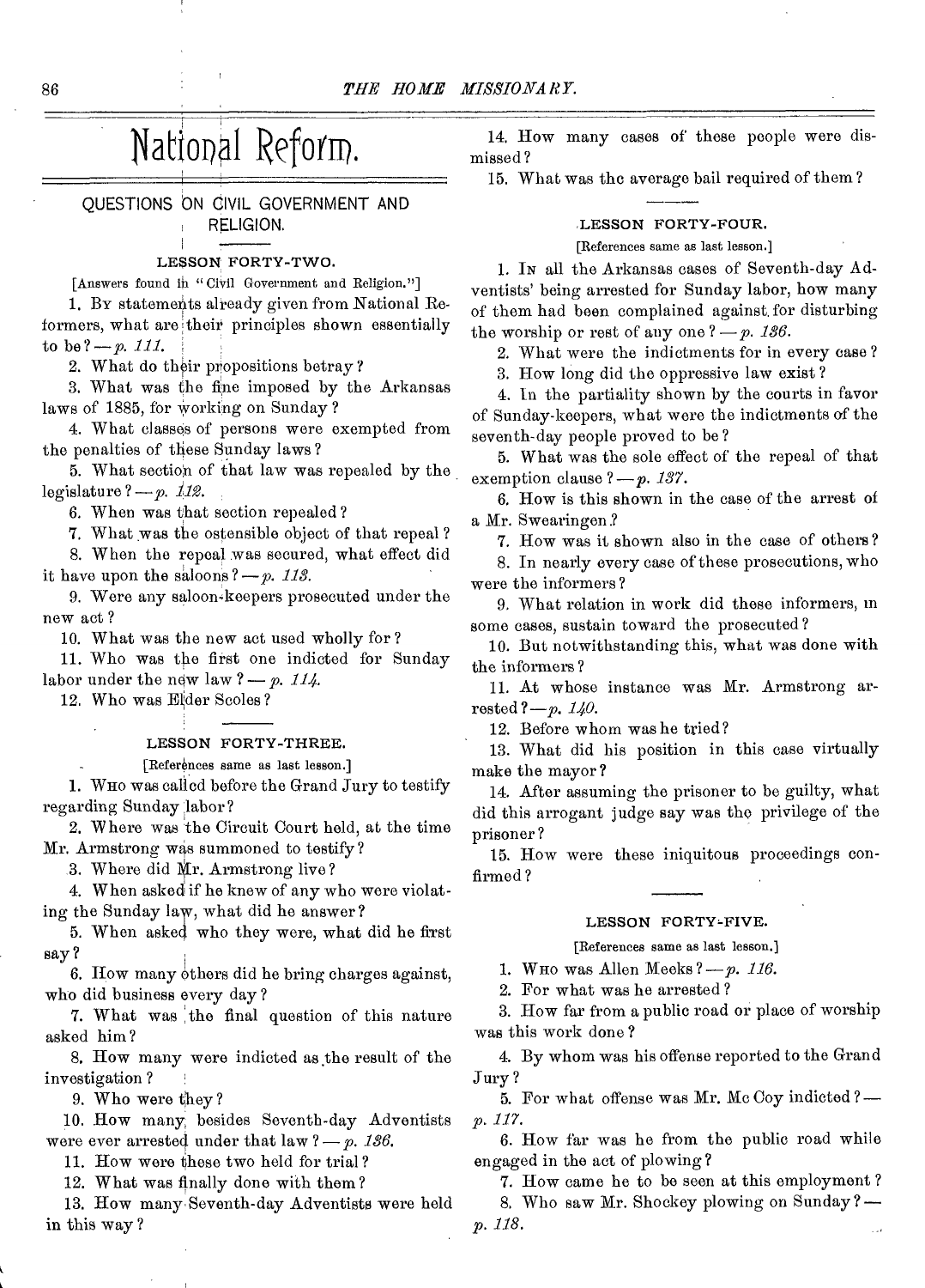# National Reform.

## QUESTIONS ON CIVIL GOVERNMENT AND RELIGION.

### LESSON FORTY-TWO.

[Answers found in "Civil Government and Religion."]

1. By statements already given from National Reformers, what are their principles shown essentially to be? — *p. 111.*

2. What do their propositions betray?

3. What was the fine imposed by the Arkansas laws of 1885, for working on Sunday?

4. What classes of persons were exempted from the penalties of these Sunday laws?

5. What section of that law was repealed by the legislature? — *p. 112.*

6. When was that section repealed?

7. What was the ostensible object of that repeal?

8. When the repeal was secured, what effect did it have upon the saloons? — *p. 113.*

9. Were any saloon-keepers prosecuted under the new act?

10. What was the new act used wholly for?

11. Who was the first one indicted for Sunday labor under the new law? — *p. 114.*

12. Who was Elder Scoles?

### LESSON FORTY-THREE.

[References same as last lesson.]

1. Who was called before the Grand Jury to testify regarding Sunday labor?

2. Where was the Circuit Court held, at the time Mr. Armstrong was summoned to testify?

3. Where did Mr. Armstrong live?

4. When asked if he knew of any who were violating the Sunday law, what did he answer?

5. When asked who they were, what did he first say?

6. How many others did he bring charges against, who did business every day?

7. What was the final question of this nature asked him?

8. How many were indicted as the result of the investigation?

9. Who were they?

10. How many besides Seventh-day Adventists were ever arrested under that law? — *p. 136.*

11. How were these two held for trial?

12. What was finally done with them?

13. How many Seventh-day Adventists were held in this way?

14. How many cases of these people were dismissed?

15. What was the average bail required of them?

### LESSON FORTY-FOUR.

[References same as last lesson.]

1. In all the Arkansas cases of Seventh-day Adventists' being arrested for Sunday labor, how many of them had been complained against for disturbing the worship or rest of any one? — *p. 136.*

2. What were the indictments for in every case?

3. How long did the oppressive law exist?

4. In the partiality shown by the courts in favor of Sunday-keepers, what were the indictments of the seventh-day people proved to be?

5. What was the sole effect of the repeal of that exemption clause? — *p. 137.*

6. How is this shown in the case of the arrest of a Mr. Swearingen?

7. How was it shown also in the case of others?

8. In nearly every case of these prosecutions, who were the informers?

9. What relation in work did these informers, in some cases, sustain toward the prosecuted?

10. But notwithstanding this, what was done with the informers?

11. At whose instance was Mr. Armstrong arrested? — *p. 140.*

12. Before whom was he tried?

13. What did his position in this case virtually make the mayor?

14. After assuming the prisoner to be guilty, what did this arrogant judge say was the privilege of the prisoner?

15. How were these iniquitous proceedings confirmed?

### LESSON FORTY-FIVE.

[References same as last lesson.]

1. Who was Allen Meeks? — *p. 116.*

2. For what was he arrested?

3. How far from a public road or place of worship was this work done?

4. By whom was his offense reported to the Grand Jury?

5. For what offense was Mr. Mc Coy indicted? — *p. 117.*

6. How far was he from the public road while engaged in the act of plowing?

7. How came he to be seen at this employment?

8. Who saw Mr. Shockey plowing on Sunday? — *p. 118.*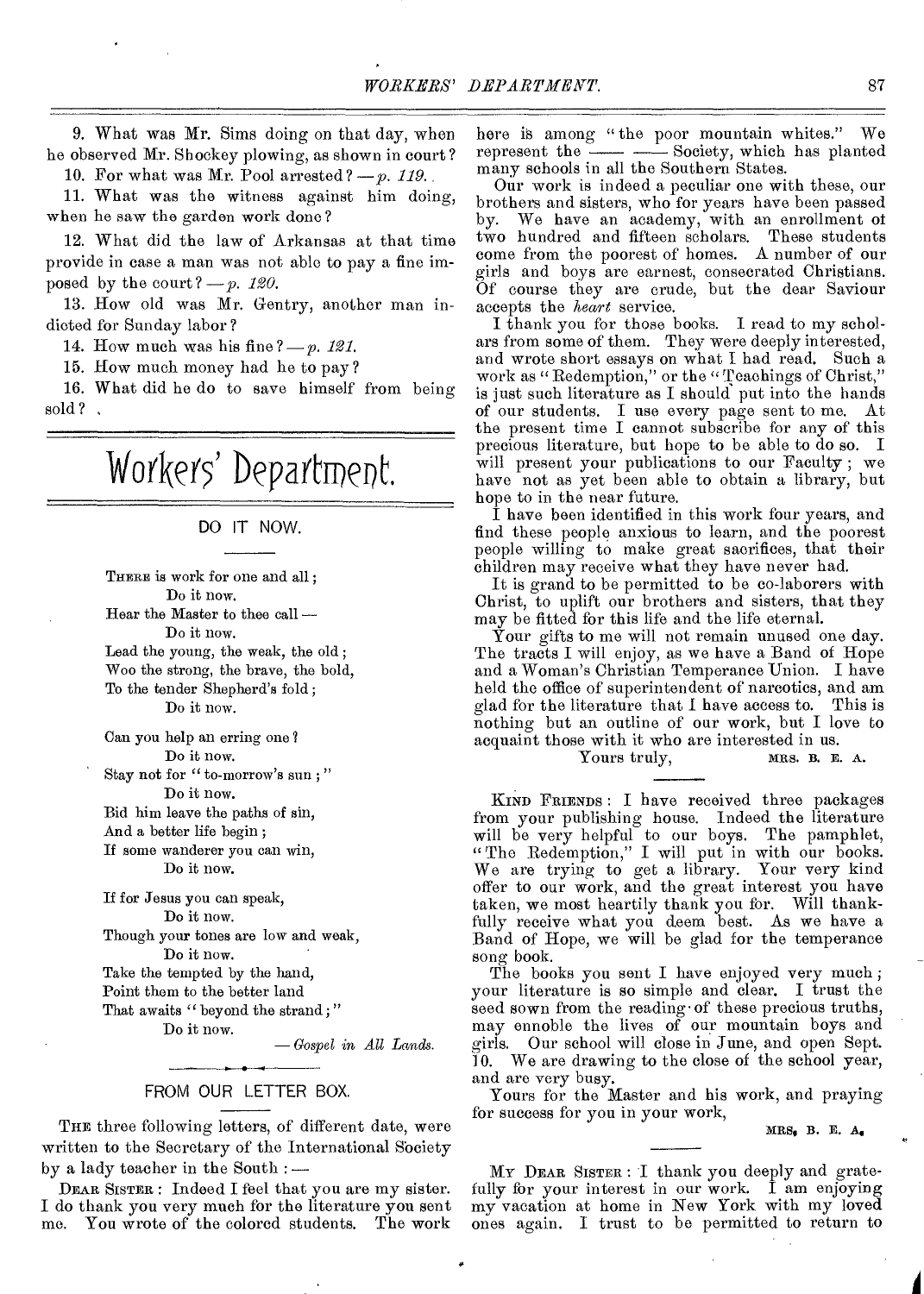9. What was Mr. Sims doing on that day, when he observed Mr. Shockey plowing, as shown in court?

10. For what was Mr. Pool arrested? — *p. 119.*

11. What was the witness against him doing, when he saw the garden work done?

12. What did the law of Arkansas at that time provide in case a man was not able to pay a fine imposed by the court? — *p. 120.*

13. How old was Mr. Gentry, another man indicted for Sunday labor?

14. How much was his fine? — *p. 121.*

15. How much money had he to pay?

16. What did he do to save himself from being sold?

# Workers' Department.

## DO IT NOW.

THERE is work for one and all;
Do it now.
Hear the Master to thee call —
Do it now.
Lead the young, the weak, the old;
Woo the strong, the brave, the bold,
To the tender Shepherd's fold;
Do it now.

Can you help an erring one?
Do it now.
Stay not for "to-morrow's sun;"
Do it now.
Bid him leave the paths of sin,
And a better life begin;
If some wanderer you can win,
Do it now.

If for Jesus you can speak,
Do it now.
Though your tones are low and weak,
Do it now.
Take the tempted by the hand,
Point them to the better land
That awaits "beyond the strand;"
Do it now.

— *Gospel in All Lands.*

## FROM OUR LETTER BOX.

THE three following letters, of different date, were written to the Secretary of the International Society by a lady teacher in the South: —

DEAR SISTER: Indeed I feel that you are my sister. I do thank you very much for the literature you sent me. You wrote of the colored students. The work here is among "the poor mountain whites." We represent the —— —— Society, which has planted many schools in all the Southern States.

Our work is indeed a peculiar one with these, our brothers and sisters, who for years have been passed by. We have an academy, with an enrollment of two hundred and fifteen scholars. These students come from the poorest of homes. A number of our girls and boys are earnest, consecrated Christians. Of course they are crude, but the dear Saviour accepts the *heart* service.

I thank you for those books. I read to my scholars from some of them. They were deeply interested, and wrote short essays on what I had read. Such a work as "Redemption," or the "Teachings of Christ," is just such literature as I should put into the hands of our students. I use every page sent to me. At the present time I cannot subscribe for any of this precious literature, but hope to be able to do so. I will present your publications to our Faculty; we have not as yet been able to obtain a library, but hope to in the near future.

I have been identified in this work four years, and find these people anxious to learn, and the poorest people willing to make great sacrifices, that their children may receive what they have never had.

It is grand to be permitted to be co-laborers with Christ, to uplift our brothers and sisters, that they may be fitted for this life and the life eternal.

Your gifts to me will not remain unused one day. The tracts I will enjoy, as we have a Band of Hope and a Woman's Christian Temperance Union. I have held the office of superintendent of narcotics, and am glad for the literature that I have access to. This is nothing but an outline of our work, but I love to acquaint those with it who are interested in us.

Yours truly, MRS. B. E. A.

KIND FRIENDS: I have received three packages from your publishing house. Indeed the literature will be very helpful to our boys. The pamphlet, "The Redemption," I will put in with our books. We are trying to get a library. Your very kind offer to our work, and the great interest you have taken, we most heartily thank you for. Will thankfully receive what you deem best. As we have a Band of Hope, we will be glad for the temperance song book.

The books you sent I have enjoyed very much; your literature is so simple and clear. I trust the seed sown from the reading of these precious truths, may ennoble the lives of our mountain boys and girls. Our school will close in June, and open Sept. 10. We are drawing to the close of the school year, and are very busy.

Yours for the Master and his work, and praying for success for you in your work,

MRS. B. E. A.

MY DEAR SISTER: I thank you deeply and gratefully for your interest in our work. I am enjoying my vacation at home in New York with my loved ones again. I trust to be permitted to return to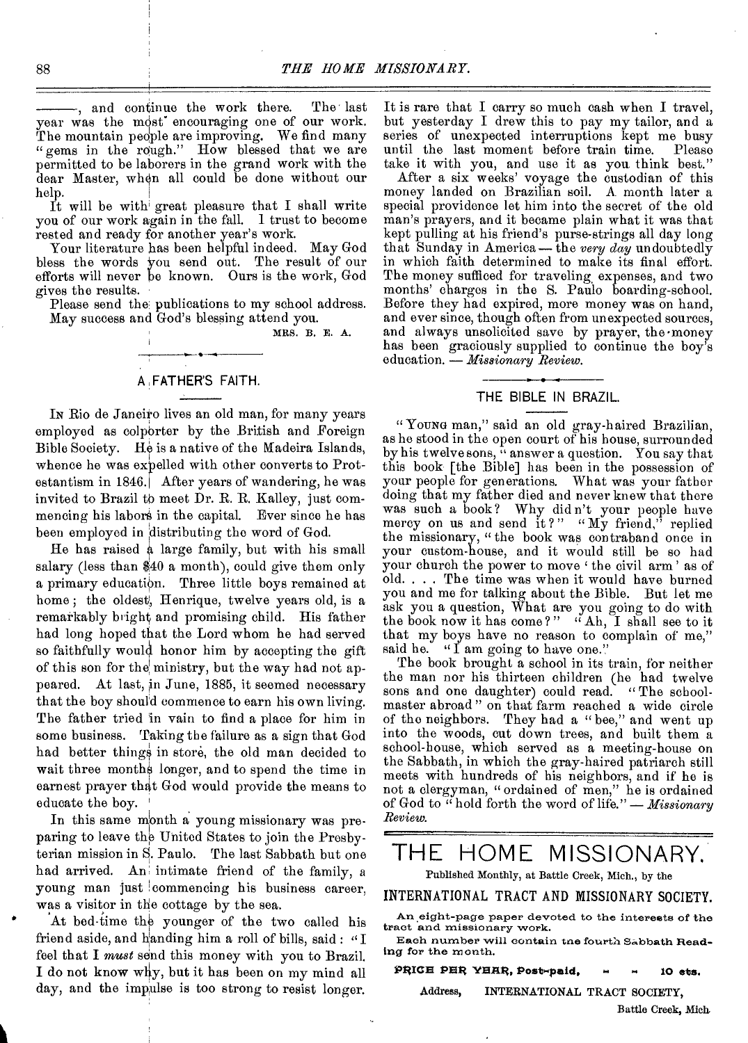———, and continue the work there. The last year was the most encouraging one of our work. The mountain people are improving. We find many "gems in the rough." How blessed that we are permitted to be laborers in the grand work with the dear Master, when all could be done without our help.

It will be with great pleasure that I shall write you of our work again in the fall. I trust to become rested and ready for another year's work.

Your literature has been helpful indeed. May God bless the words you send out. The result of our efforts will never be known. Ours is the work, God gives the results.

Please send the publications to my school address. May success and God's blessing attend you.

MRS. B. E. A.

## A FATHER'S FAITH.

In Rio de Janeiro lives an old man, for many years employed as colporter by the British and Foreign Bible Society. He is a native of the Madeira Islands, whence he was expelled with other converts to Protestantism in 1846. After years of wandering, he was invited to Brazil to meet Dr. R. R. Kalley, just commencing his labors in the capital. Ever since he has been employed in distributing the word of God.

He has raised a large family, but with his small salary (less than $40 a month), could give them only a primary education. Three little boys remained at home; the oldest, Henrique, twelve years old, is a remarkably bright and promising child. His father had long hoped that the Lord whom he had served so faithfully would honor him by accepting the gift of this son for the ministry, but the way had not appeared. At last, in June, 1885, it seemed necessary that the boy should commence to earn his own living. The father tried in vain to find a place for him in some business. Taking the failure as a sign that God had better things in store, the old man decided to wait three months longer, and to spend the time in earnest prayer that God would provide the means to educate the boy.

In this same month a young missionary was preparing to leave the United States to join the Presbyterian mission in S. Paulo. The last Sabbath but one had arrived. An intimate friend of the family, a young man just commencing his business career, was a visitor in the cottage by the sea.

At bed-time the younger of the two called his friend aside, and handing him a roll of bills, said: "I feel that I *must* send this money with you to Brazil. I do not know why, but it has been on my mind all day, and the impulse is too strong to resist longer. It is rare that I carry so much cash when I travel, but yesterday I drew this to pay my tailor, and a series of unexpected interruptions kept me busy until the last moment before train time. Please take it with you, and use it as you think best."

After a six weeks' voyage the custodian of this money landed on Brazilian soil. A month later a special providence let him into the secret of the old man's prayers, and it became plain what it was that kept pulling at his friend's purse-strings all day long that Sunday in America — the *very day* undoubtedly in which faith determined to make its final effort. The money sufficed for traveling expenses, and two months' charges in the S. Paulo boarding-school. Before they had expired, more money was on hand, and ever since, though often from unexpected sources, and always unsolicited save by prayer, the money has been graciously supplied to continue the boy's education. — *Missionary Review.*

## THE BIBLE IN BRAZIL.

"Young man," said an old gray-haired Brazilian, as he stood in the open court of his house, surrounded by his twelve sons, "answer a question. You say that this book [the Bible] has been in the possession of your people for generations. What was your father doing that my father died and never knew that there was such a book? Why didn't your people have mercy on us and send it?" "My friend," replied the missionary, "the book was contraband once in your custom-house, and it would still be so had your church the power to move 'the civil arm' as of old. . . . The time was when it would have burned you and me for talking about the Bible. But let me ask you a question, What are you going to do with the book now it has come?" "Ah, I shall see to it that my boys have no reason to complain of me," said he. "I am going to have one."

The book brought a school in its train, for neither the man nor his thirteen children (he had twelve sons and one daughter) could read. "The schoolmaster abroad" on that farm reached a wide circle of the neighbors. They had a "bee," and went up into the woods, cut down trees, and built them a school-house, which served as a meeting-house on the Sabbath, in which the gray-haired patriarch still meets with hundreds of his neighbors, and if he is not a clergyman, "ordained of men," he is ordained of God to "hold forth the word of life." — *Missionary Review.*

# THE HOME MISSIONARY.

Published Monthly, at Battle Creek, Mich., by the

INTERNATIONAL TRACT AND MISSIONARY SOCIETY.

An eight-page paper devoted to the interests of the tract and missionary work.

Each number will contain the fourth Sabbath Reading for the month.

**PRICE PER YEAR, Post-paid, - - 10 cts.**

Address, INTERNATIONAL TRACT SOCIETY,

Battle Creek, Mich.